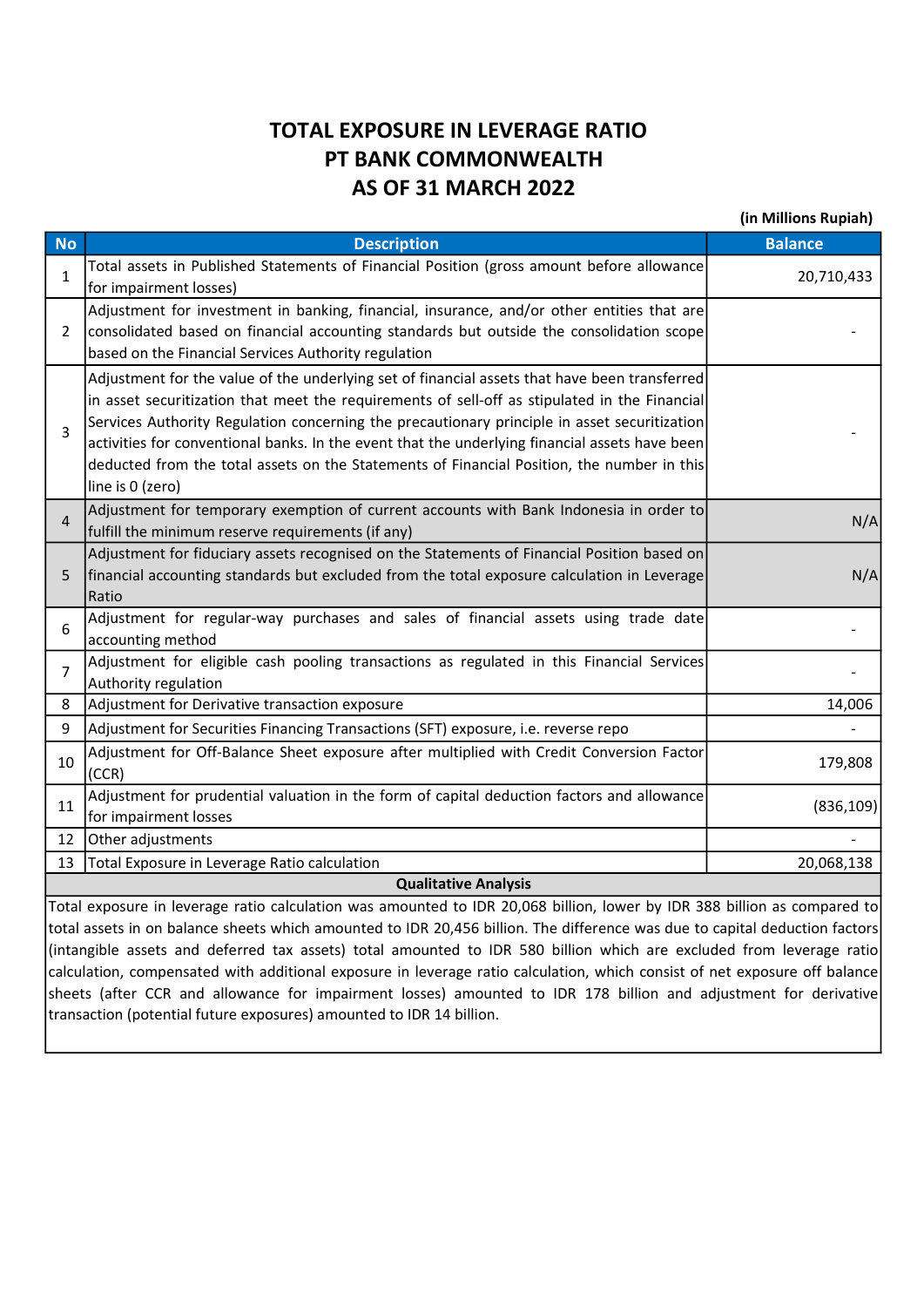# TOTAL EXPOSURE IN LEVERAGE RATIO
# PT BANK COMMONWEALTH
# AS OF 31 MARCH 2022

**(in Millions Rupiah)**

| No | Description | Balance |
|---|---|---|
| 1 | Total assets in Published Statements of Financial Position (gross amount before allowance for impairment losses) | 20,710,433 |
| 2 | Adjustment for investment in banking, financial, insurance, and/or other entities that are consolidated based on financial accounting standards but outside the consolidation scope based on the Financial Services Authority regulation | - |
| 3 | Adjustment for the value of the underlying set of financial assets that have been transferred in asset securitization that meet the requirements of sell-off as stipulated in the Financial Services Authority Regulation concerning the precautionary principle in asset securitization activities for conventional banks. In the event that the underlying financial assets have been deducted from the total assets on the Statements of Financial Position, the number in this line is 0 (zero) | - |
| 4 | Adjustment for temporary exemption of current accounts with Bank Indonesia in order to fulfill the minimum reserve requirements (if any) | N/A |
| 5 | Adjustment for fiduciary assets recognised on the Statements of Financial Position based on financial accounting standards but excluded from the total exposure calculation in Leverage Ratio | N/A |
| 6 | Adjustment for regular-way purchases and sales of financial assets using trade date accounting method | - |
| 7 | Adjustment for eligible cash pooling transactions as regulated in this Financial Services Authority regulation | - |
| 8 | Adjustment for Derivative transaction exposure | 14,006 |
| 9 | Adjustment for Securities Financing Transactions (SFT) exposure, i.e. reverse repo | - |
| 10 | Adjustment for Off-Balance Sheet exposure after multiplied with Credit Conversion Factor (CCR) | 179,808 |
| 11 | Adjustment for prudential valuation in the form of capital deduction factors and allowance for impairment losses | (836,109) |
| 12 | Other adjustments | - |
| 13 | Total Exposure in Leverage Ratio calculation | 20,068,138 |

**Qualitative Analysis**

Total exposure in leverage ratio calculation was amounted to IDR 20,068 billion, lower by IDR 388 billion as compared to total assets in on balance sheets which amounted to IDR 20,456 billion. The difference was due to capital deduction factors (intangible assets and deferred tax assets) total amounted to IDR 580 billion which are excluded from leverage ratio calculation, compensated with additional exposure in leverage ratio calculation, which consist of net exposure off balance sheets (after CCR and allowance for impairment losses) amounted to IDR 178 billion and adjustment for derivative transaction (potential future exposures) amounted to IDR 14 billion.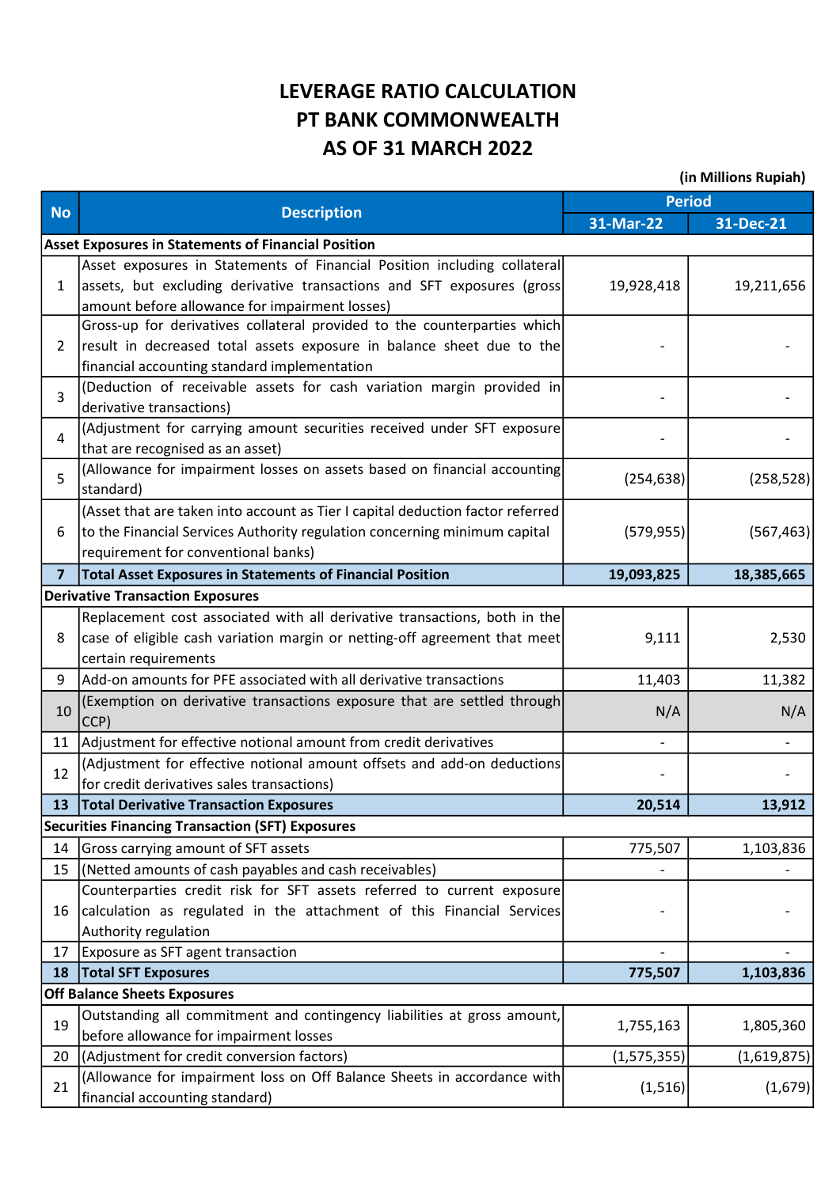# LEVERAGE RATIO CALCULATION
# PT BANK COMMONWEALTH
# AS OF 31 MARCH 2022

(in Millions Rupiah)

| No | Description | Period | |
|---|---|---|---|
| | | 31-Mar-22 | 31-Dec-21 |
| **Asset Exposures in Statements of Financial Position** | | | |
| 1 | Asset exposures in Statements of Financial Position including collateral assets, but excluding derivative transactions and SFT exposures (gross amount before allowance for impairment losses) | 19,928,418 | 19,211,656 |
| 2 | Gross-up for derivatives collateral provided to the counterparties which result in decreased total assets exposure in balance sheet due to the financial accounting standard implementation | - | - |
| 3 | (Deduction of receivable assets for cash variation margin provided in derivative transactions) | - | - |
| 4 | (Adjustment for carrying amount securities received under SFT exposure that are recognised as an asset) | - | - |
| 5 | (Allowance for impairment losses on assets based on financial accounting standard) | (254,638) | (258,528) |
| 6 | (Asset that are taken into account as Tier I capital deduction factor referred to the Financial Services Authority regulation concerning minimum capital requirement for conventional banks) | (579,955) | (567,463) |
| **7** | **Total Asset Exposures in Statements of Financial Position** | **19,093,825** | **18,385,665** |
| **Derivative Transaction Exposures** | | | |
| 8 | Replacement cost associated with all derivative transactions, both in the case of eligible cash variation margin or netting-off agreement that meet certain requirements | 9,111 | 2,530 |
| 9 | Add-on amounts for PFE associated with all derivative transactions | 11,403 | 11,382 |
| 10 | (Exemption on derivative transactions exposure that are settled through CCP) | N/A | N/A |
| 11 | Adjustment for effective notional amount from credit derivatives | - | - |
| 12 | (Adjustment for effective notional amount offsets and add-on deductions for credit derivatives sales transactions) | - | - |
| **13** | **Total Derivative Transaction Exposures** | **20,514** | **13,912** |
| **Securities Financing Transaction (SFT) Exposures** | | | |
| 14 | Gross carrying amount of SFT assets | 775,507 | 1,103,836 |
| 15 | (Netted amounts of cash payables and cash receivables) | - | - |
| 16 | Counterparties credit risk for SFT assets referred to current exposure calculation as regulated in the attachment of this Financial Services Authority regulation | - | - |
| 17 | Exposure as SFT agent transaction | - | - |
| **18** | **Total SFT Exposures** | **775,507** | **1,103,836** |
| **Off Balance Sheets Exposures** | | | |
| 19 | Outstanding all commitment and contingency liabilities at gross amount, before allowance for impairment losses | 1,755,163 | 1,805,360 |
| 20 | (Adjustment for credit conversion factors) | (1,575,355) | (1,619,875) |
| 21 | (Allowance for impairment loss on Off Balance Sheets in accordance with financial accounting standard) | (1,516) | (1,679) |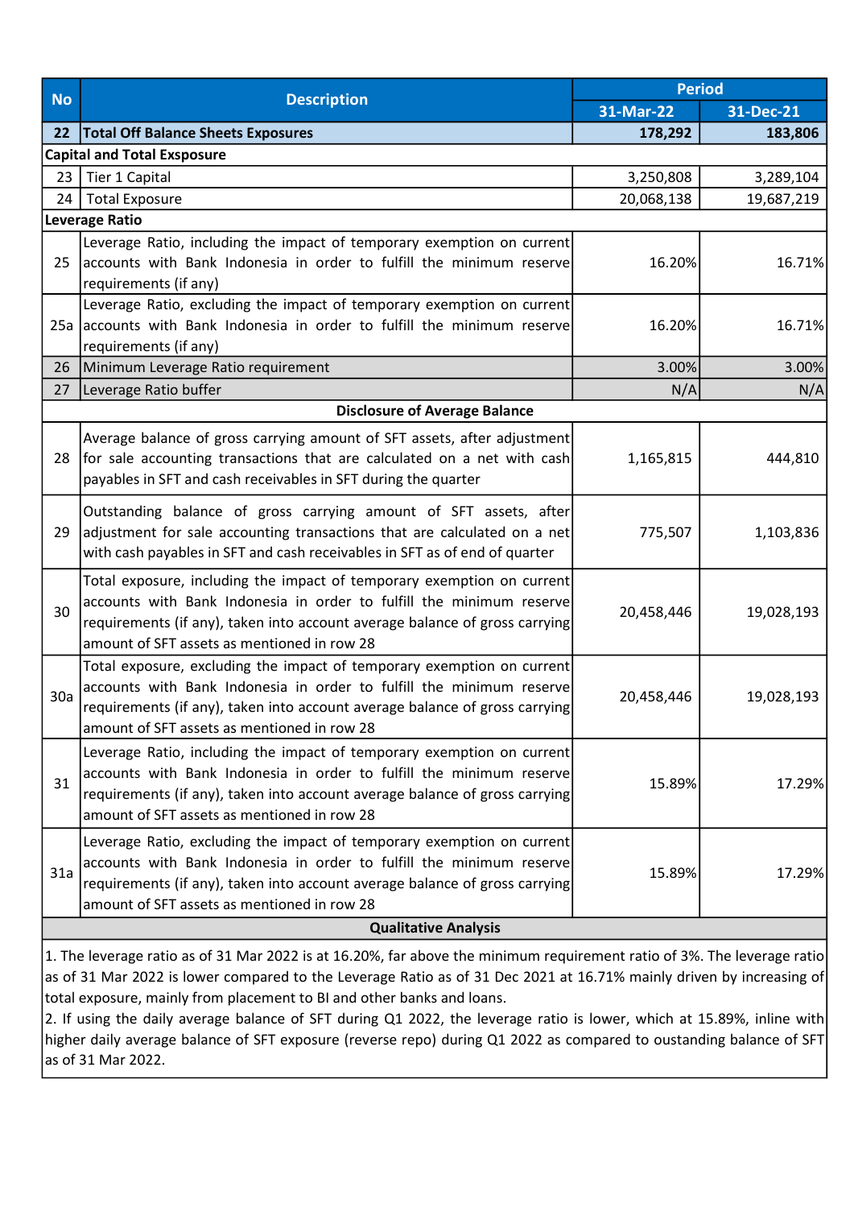| No | Description | Period | |
|---|---|---|---|
| | | 31-Mar-22 | 31-Dec-21 |
| **22** | **Total Off Balance Sheets Exposures** | **178,292** | **183,806** |
| **Capital and Total Exspsoure** | | | |
| 23 | Tier 1 Capital | 3,250,808 | 3,289,104 |
| 24 | Total Exposure | 20,068,138 | 19,687,219 |
| **Leverage Ratio** | | | |
| 25 | Leverage Ratio, including the impact of temporary exemption on current accounts with Bank Indonesia in order to fulfill the minimum reserve requirements (if any) | 16.20% | 16.71% |
| 25a | Leverage Ratio, excluding the impact of temporary exemption on current accounts with Bank Indonesia in order to fulfill the minimum reserve requirements (if any) | 16.20% | 16.71% |
| 26 | Minimum Leverage Ratio requirement | 3.00% | 3.00% |
| 27 | Leverage Ratio buffer | N/A | N/A |
| **Disclosure of Average Balance** | | | |
| 28 | Average balance of gross carrying amount of SFT assets, after adjustment for sale accounting transactions that are calculated on a net with cash payables in SFT and cash receivables in SFT during the quarter | 1,165,815 | 444,810 |
| 29 | Outstanding balance of gross carrying amount of SFT assets, after adjustment for sale accounting transactions that are calculated on a net with cash payables in SFT and cash receivables in SFT as of end of quarter | 775,507 | 1,103,836 |
| 30 | Total exposure, including the impact of temporary exemption on current accounts with Bank Indonesia in order to fulfill the minimum reserve requirements (if any), taken into account average balance of gross carrying amount of SFT assets as mentioned in row 28 | 20,458,446 | 19,028,193 |
| 30a | Total exposure, excluding the impact of temporary exemption on current accounts with Bank Indonesia in order to fulfill the minimum reserve requirements (if any), taken into account average balance of gross carrying amount of SFT assets as mentioned in row 28 | 20,458,446 | 19,028,193 |
| 31 | Leverage Ratio, including the impact of temporary exemption on current accounts with Bank Indonesia in order to fulfill the minimum reserve requirements (if any), taken into account average balance of gross carrying amount of SFT assets as mentioned in row 28 | 15.89% | 17.29% |
| 31a | Leverage Ratio, excluding the impact of temporary exemption on current accounts with Bank Indonesia in order to fulfill the minimum reserve requirements (if any), taken into account average balance of gross carrying amount of SFT assets as mentioned in row 28 | 15.89% | 17.29% |

**Qualitative Analysis**

1. The leverage ratio as of 31 Mar 2022 is at 16.20%, far above the minimum requirement ratio of 3%. The leverage ratio as of 31 Mar 2022 is lower compared to the Leverage Ratio as of 31 Dec 2021 at 16.71% mainly driven by increasing of total exposure, mainly from placement to BI and other banks and loans.
2. If using the daily average balance of SFT during Q1 2022, the leverage ratio is lower, which at 15.89%, inline with higher daily average balance of SFT exposure (reverse repo) during Q1 2022 as compared to oustanding balance of SFT as of 31 Mar 2022.